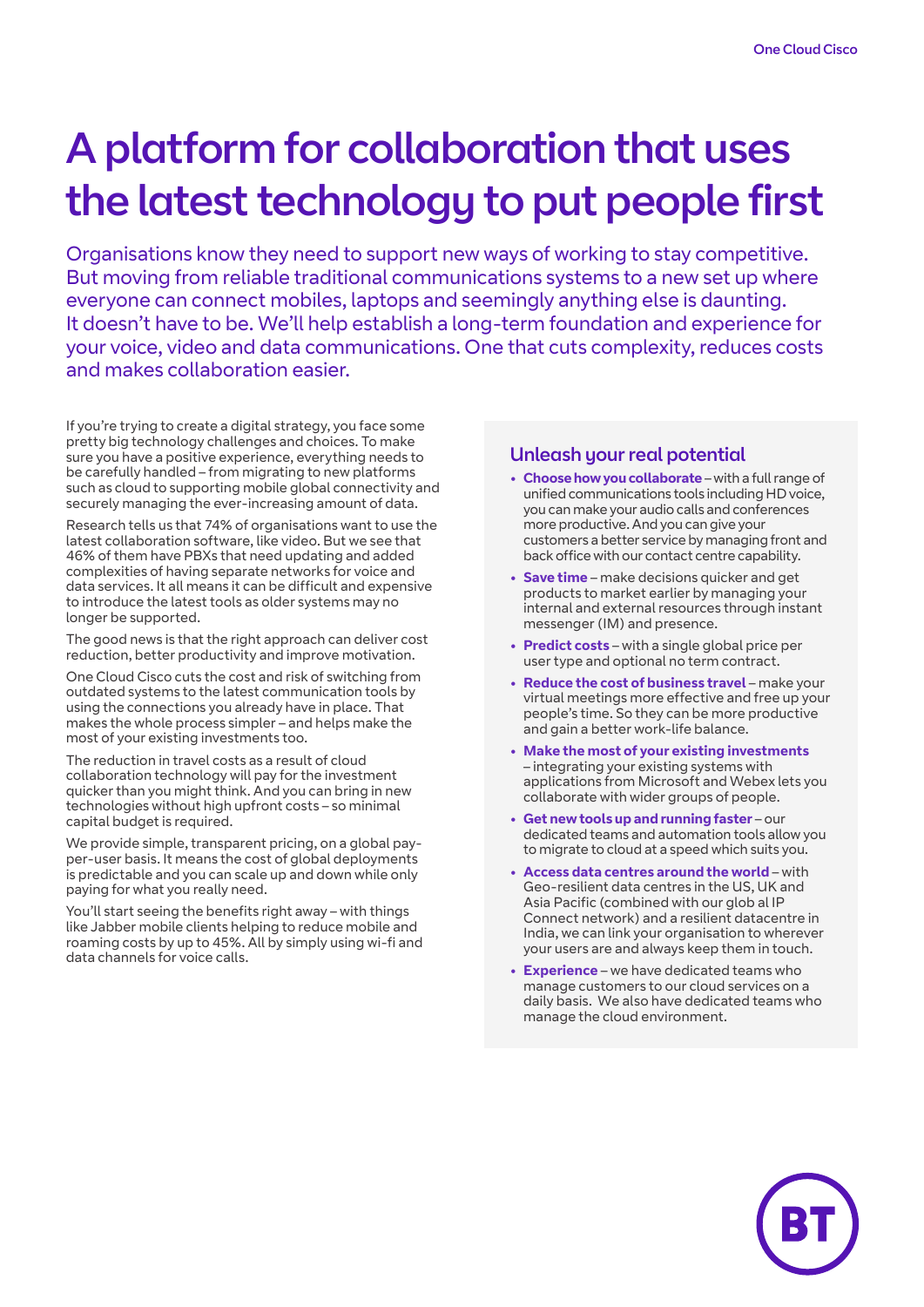# A platform for collaboration that uses the latest technology to put people first

Organisations know they need to support new ways of working to stay competitive. But moving from reliable traditional communications systems to a new set up where everyone can connect mobiles, laptops and seemingly anything else is daunting. It doesn't have to be. We'll help establish a long-term foundation and experience for your voice, video and data communications. One that cuts complexity, reduces costs and makes collaboration easier.

If you're trying to create a digital strategy, you face some pretty big technology challenges and choices. To make sure you have a positive experience, everything needs to be carefully handled – from migrating to new platforms such as cloud to supporting mobile global connectivity and securely managing the ever-increasing amount of data.

Research tells us that 74% of organisations want to use the latest collaboration software, like video. But we see that 46% of them have PBXs that need updating and added complexities of having separate networks for voice and data services. It all means it can be difficult and expensive to introduce the latest tools as older systems may no longer be supported.

The good news is that the right approach can deliver cost reduction, better productivity and improve motivation.

One Cloud Cisco cuts the cost and risk of switching from outdated systems to the latest communication tools by using the connections you already have in place. That makes the whole process simpler – and helps make the most of your existing investments too.

The reduction in travel costs as a result of cloud collaboration technology will pay for the investment quicker than you might think. And you can bring in new technologies without high upfront costs – so minimal capital budget is required.

We provide simple, transparent pricing, on a global pay-per-user basis. It means the cost of global deployments is predictable and you can scale up and down while only paying for what you really need.

You'll start seeing the benefits right away – with things like Jabber mobile clients helping to reduce mobile and roaming costs by up to 45%. All by simply using wi-fi and data channels for voice calls.

## Unleash your real potential

- **Choose how you collaborate** – with a full range of unified communications tools including HD voice, you can make your audio calls and conferences more productive. And you can give your customers a better service by managing front and back office with our contact centre capability.
- **Save time** – make decisions quicker and get products to market earlier by managing your internal and external resources through instant messenger (IM) and presence.
- **Predict costs** – with a single global price per user type and optional no term contract.
- **Reduce the cost of business travel** – make your virtual meetings more effective and free up your people's time. So they can be more productive and gain a better work-life balance.
- **Make the most of your existing investments** – integrating your existing systems with applications from Microsoft and Webex lets you collaborate with wider groups of people.
- **Get new tools up and running faster** – our dedicated teams and automation tools allow you to migrate to cloud at a speed which suits you.
- **Access data centres around the world** – with Geo-resilient data centres in the US, UK and Asia Pacific (combined with our glob al IP Connect network) and a resilient datacentre in India, we can link your organisation to wherever your users are and always keep them in touch.
- **Experience** – we have dedicated teams who manage customers to our cloud services on a daily basis. We also have dedicated teams who manage the cloud environment.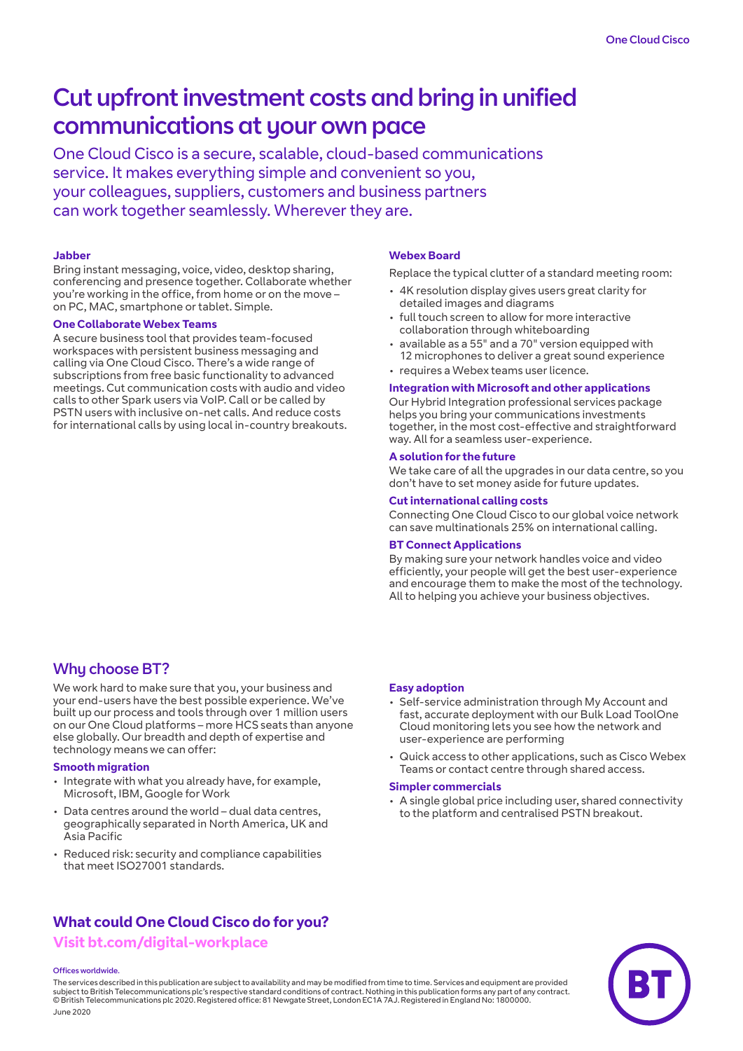# Cut upfront investment costs and bring in unified communications at your own pace

One Cloud Cisco is a secure, scalable, cloud-based communications service. It makes everything simple and convenient so you, your colleagues, suppliers, customers and business partners can work together seamlessly. Wherever they are.

### Jabber

Bring instant messaging, voice, video, desktop sharing, conferencing and presence together. Collaborate whether you're working in the office, from home or on the move – on PC, MAC, smartphone or tablet. Simple.

### One Collaborate Webex Teams

A secure business tool that provides team-focused workspaces with persistent business messaging and calling via One Cloud Cisco. There's a wide range of subscriptions from free basic functionality to advanced meetings. Cut communication costs with audio and video calls to other Spark users via VoIP. Call or be called by PSTN users with inclusive on-net calls. And reduce costs for international calls by using local in-country breakouts.

### Webex Board

Replace the typical clutter of a standard meeting room:

- 4K resolution display gives users great clarity for detailed images and diagrams
- full touch screen to allow for more interactive collaboration through whiteboarding
- available as a 55" and a 70" version equipped with 12 microphones to deliver a great sound experience
- requires a Webex teams user licence.

### Integration with Microsoft and other applications

Our Hybrid Integration professional services package helps you bring your communications investments together, in the most cost-effective and straightforward way. All for a seamless user-experience.

### A solution for the future

We take care of all the upgrades in our data centre, so you don't have to set money aside for future updates.

### Cut international calling costs

Connecting One Cloud Cisco to our global voice network can save multinationals 25% on international calling.

### BT Connect Applications

By making sure your network handles voice and video efficiently, your people will get the best user-experience and encourage them to make the most of the technology. All to helping you achieve your business objectives.

## Why choose BT?

We work hard to make sure that you, your business and your end-users have the best possible experience. We've built up our process and tools through over 1 million users on our One Cloud platforms – more HCS seats than anyone else globally. Our breadth and depth of expertise and technology means we can offer:

### Smooth migration

- Integrate with what you already have, for example, Microsoft, IBM, Google for Work
- Data centres around the world – dual data centres, geographically separated in North America, UK and Asia Pacific
- Reduced risk: security and compliance capabilities that meet ISO27001 standards.

### Easy adoption

- Self-service administration through My Account and fast, accurate deployment with our Bulk Load ToolOne Cloud monitoring lets you see how the network and user-experience are performing
- Quick access to other applications, such as Cisco Webex Teams or contact centre through shared access.

### Simpler commercials

- A single global price including user, shared connectivity to the platform and centralised PSTN breakout.

## What could One Cloud Cisco do for you?

**Visit bt.com/digital-workplace**

Offices worldwide.

The services described in this publication are subject to availability and may be modified from time to time. Services and equipment are provided subject to British Telecommunications plc's respective standard conditions of contract. Nothing in this publication forms any part of any contract. © British Telecommunications plc 2020. Registered office: 81 Newgate Street, London EC1A 7AJ. Registered in England No: 1800000.

June 2020